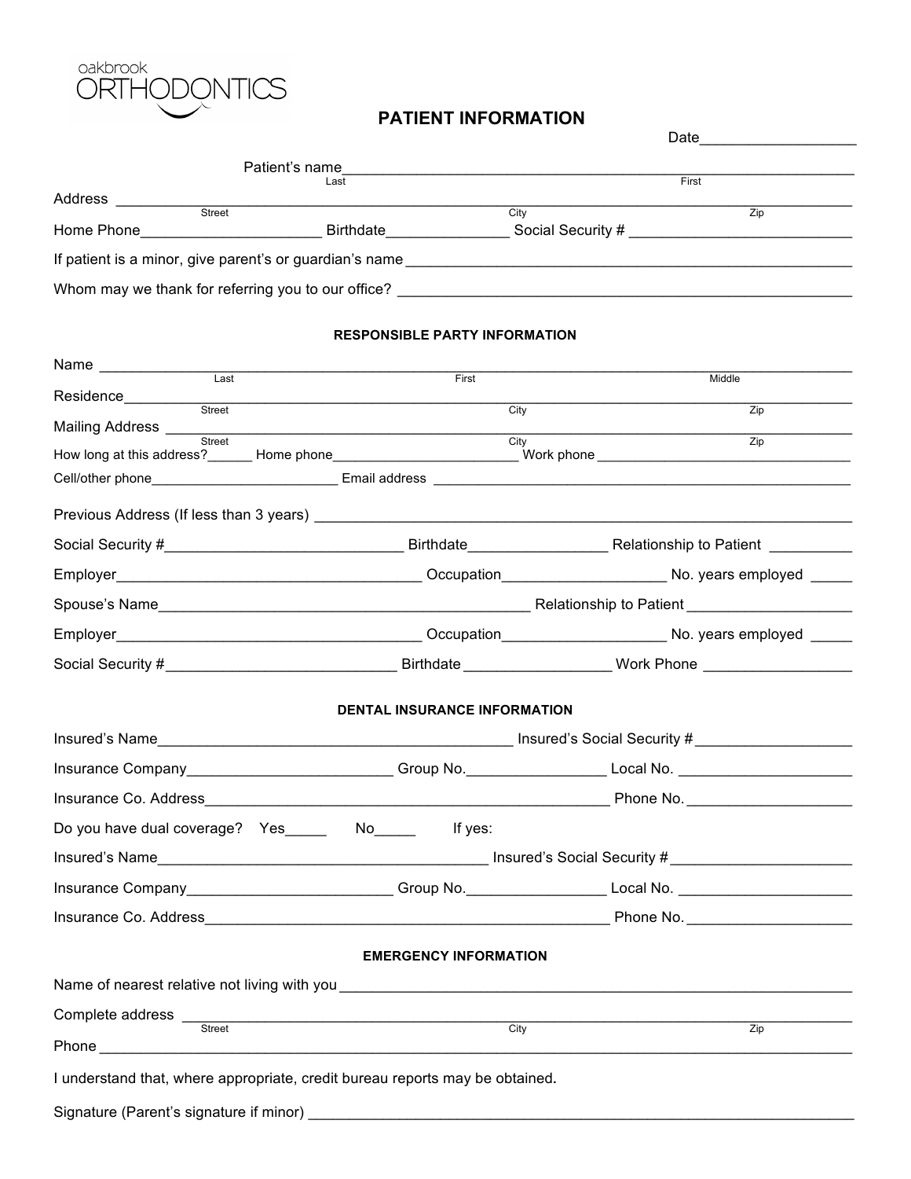oakbrook ORTHODONTICS

# PATIENT INFORMATION

Date___________________

Patient's name_______________________________________________________________
Last First

Address _____________________________________________________________________
Street City Zip

Home Phone______________________ Birthdate_______________ Social Security # ____________________________

If patient is a minor, give parent's or guardian's name ______________________________________________________

Whom may we thank for referring you to our office? ________________________________________________________

## RESPONSIBLE PARTY INFORMATION

Name ________________________________________________________________________
Last First Middle

Residence_____________________________________________________________________
Street City Zip

Mailing Address _______________________________________________________________
Street City Zip

How long at this address?______ Home phone________________________ Work phone _________________________________

Cell/other phone________________________ Email address ______________________________________________________

Previous Address (If less than 3 years) _______________________________________________________________

Social Security #_____________________________ Birthdate_________________ Relationship to Patient __________

Employer_______________________________________ Occupation____________________ No. years employed _____

Spouse's Name______________________________________________ Relationship to Patient ____________________

Employer_______________________________________ Occupation____________________ No. years employed _____

Social Security #____________________________ Birthdate __________________ Work Phone __________________

## DENTAL INSURANCE INFORMATION

Insured's Name____________________________________________ Insured's Social Security #___________________

Insurance Company_________________________ Group No.________________ Local No. _____________________

Insurance Co. Address___________________________________________________ Phone No. ____________________

Do you have dual coverage? Yes_____ No_____ If yes:

Insured's Name_________________________________________ Insured's Social Security #______________________

Insurance Company_________________________ Group No.________________ Local No. _____________________

Insurance Co. Address___________________________________________________ Phone No. ____________________

## EMERGENCY INFORMATION

Name of nearest relative not living with you _______________________________________________________________

Complete address ______________________________________________________________
Street City Zip

Phone _______________________________________________________________________

I understand that, where appropriate, credit bureau reports may be obtained.

Signature (Parent's signature if minor) ___________________________________________________________________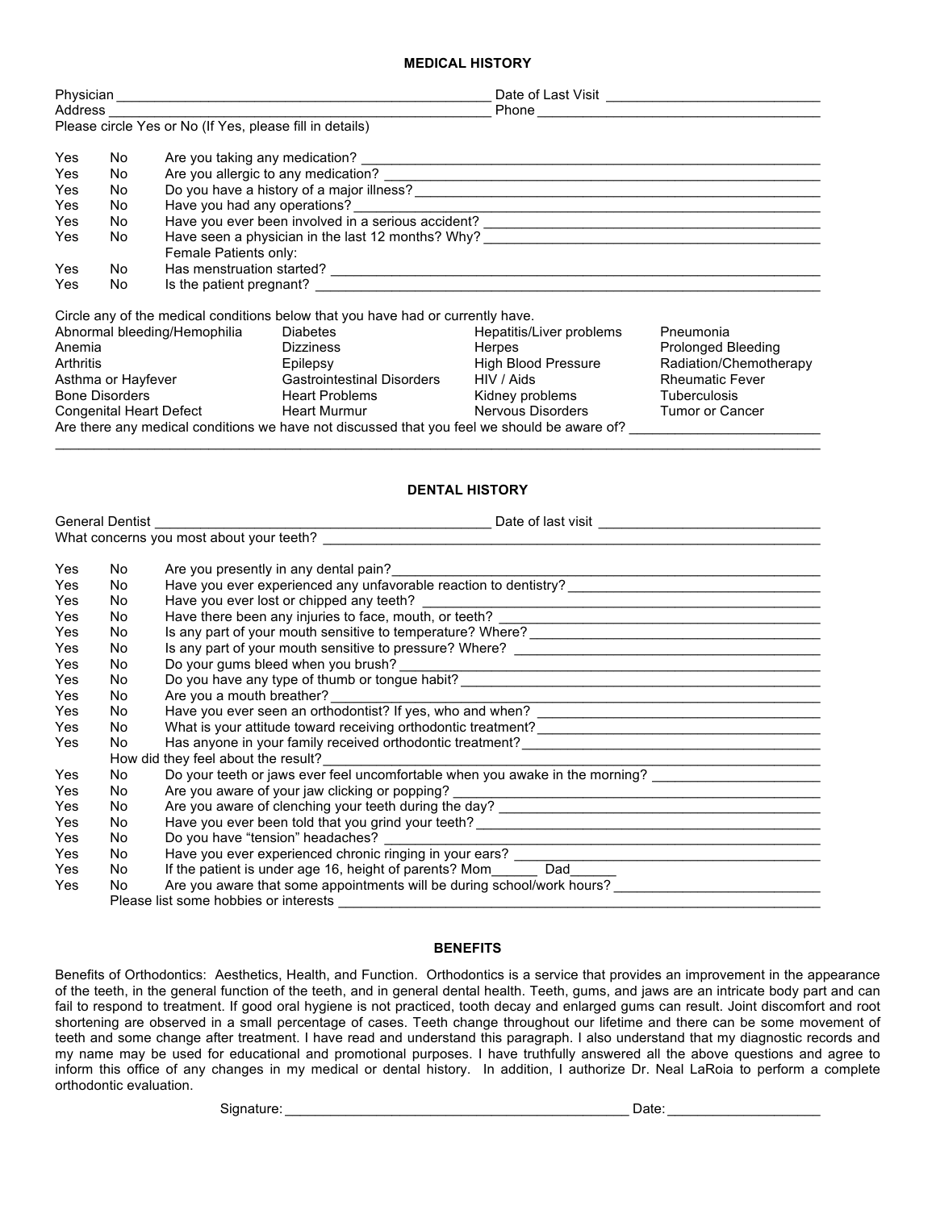## MEDICAL HISTORY

Physician \_\_\_\_\_\_\_\_\_\_\_\_\_\_\_\_\_\_\_\_\_\_\_\_\_\_\_\_\_\_\_\_\_\_\_\_\_\_\_\_\_\_\_\_ Date of Last Visit \_\_\_\_\_\_\_\_\_\_\_\_\_\_\_\_\_\_\_\_\_\_\_\_\_
Address \_\_\_\_\_\_\_\_\_\_\_\_\_\_\_\_\_\_\_\_\_\_\_\_\_\_\_\_\_\_\_\_\_\_\_\_\_\_\_\_\_\_\_\_\_\_ Phone \_\_\_\_\_\_\_\_\_\_\_\_\_\_\_\_\_\_\_\_\_\_\_\_\_\_\_\_\_\_\_\_\_\_
Please circle Yes or No (If Yes, please fill in details)

Yes No Are you taking any medication? \_\_\_\_\_\_\_\_\_\_\_\_\_\_\_\_\_\_\_\_\_\_\_\_\_\_\_\_\_\_\_\_\_\_\_\_\_\_\_\_\_\_\_\_\_\_\_\_\_\_\_\_\_\_
Yes No Are you allergic to any medication? \_\_\_\_\_\_\_\_\_\_\_\_\_\_\_\_\_\_\_\_\_\_\_\_\_\_\_\_\_\_\_\_\_\_\_\_\_\_\_\_\_\_\_\_\_\_\_\_\_\_
Yes No Do you have a history of a major illness? \_\_\_\_\_\_\_\_\_\_\_\_\_\_\_\_\_\_\_\_\_\_\_\_\_\_\_\_\_\_\_\_\_\_\_\_\_\_\_\_\_\_\_\_
Yes No Have you had any operations? \_\_\_\_\_\_\_\_\_\_\_\_\_\_\_\_\_\_\_\_\_\_\_\_\_\_\_\_\_\_\_\_\_\_\_\_\_\_\_\_\_\_\_\_\_\_\_\_\_\_\_\_\_
Yes No Have you ever been involved in a serious accident? \_\_\_\_\_\_\_\_\_\_\_\_\_\_\_\_\_\_\_\_\_\_\_\_\_\_\_\_\_\_\_\_\_\_\_\_\_\_
Yes No Have seen a physician in the last 12 months? Why? \_\_\_\_\_\_\_\_\_\_\_\_\_\_\_\_\_\_\_\_\_\_\_\_\_\_\_\_\_\_\_\_\_\_\_\_\_\_
Female Patients only:
Yes No Has menstruation started? \_\_\_\_\_\_\_\_\_\_\_\_\_\_\_\_\_\_\_\_\_\_\_\_\_\_\_\_\_\_\_\_\_\_\_\_\_\_\_\_\_\_\_\_\_\_\_\_\_\_\_\_\_\_\_\_\_\_
Yes No Is the patient pregnant? \_\_\_\_\_\_\_\_\_\_\_\_\_\_\_\_\_\_\_\_\_\_\_\_\_\_\_\_\_\_\_\_\_\_\_\_\_\_\_\_\_\_\_\_\_\_\_\_\_\_\_\_\_\_\_\_\_\_\_

Circle any of the medical conditions below that you have had or currently have.

| | | | |
|---|---|---|---|
| Abnormal bleeding/Hemophilia | Diabetes | Hepatitis/Liver problems | Pneumonia |
| Anemia | Dizziness | Herpes | Prolonged Bleeding |
| Arthritis | Epilepsy | High Blood Pressure | Radiation/Chemotherapy |
| Asthma or Hayfever | Gastrointestinal Disorders | HIV / Aids | Rheumatic Fever |
| Bone Disorders | Heart Problems | Kidney problems | Tuberculosis |
| Congenital Heart Defect | Heart Murmur | Nervous Disorders | Tumor or Cancer |

Are there any medical conditions we have not discussed that you feel we should be aware of? \_\_\_\_\_\_\_\_\_\_\_\_\_\_\_\_\_\_\_\_
\_\_\_\_\_\_\_\_\_\_\_\_\_\_\_\_\_\_\_\_\_\_\_\_\_\_\_\_\_\_\_\_\_\_\_\_\_\_\_\_\_\_\_\_\_\_\_\_\_\_\_\_\_\_\_\_\_\_\_\_\_\_\_\_\_\_\_\_\_\_\_\_\_\_\_\_\_\_\_\_\_\_\_\_\_\_\_\_

## DENTAL HISTORY

General Dentist \_\_\_\_\_\_\_\_\_\_\_\_\_\_\_\_\_\_\_\_\_\_\_\_\_\_\_\_\_\_\_\_\_\_\_\_\_\_\_\_ Date of last visit \_\_\_\_\_\_\_\_\_\_\_\_\_\_\_\_\_\_\_\_\_\_\_\_\_\_
What concerns you most about your teeth? \_\_\_\_\_\_\_\_\_\_\_\_\_\_\_\_\_\_\_\_\_\_\_\_\_\_\_\_\_\_\_\_\_\_\_\_\_\_\_\_\_\_\_\_\_\_\_\_\_\_\_\_\_\_

Yes No Are you presently in any dental pain? \_\_\_\_\_\_\_\_\_\_\_\_\_\_\_\_\_\_\_\_\_\_\_\_\_\_\_\_\_\_\_\_\_\_\_\_\_\_\_\_\_\_\_\_\_\_\_\_\_
Yes No Have you ever experienced any unfavorable reaction to dentistry? \_\_\_\_\_\_\_\_\_\_\_\_\_\_\_\_\_\_\_\_\_\_\_\_\_\_\_\_\_\_\_
Yes No Have you ever lost or chipped any teeth? \_\_\_\_\_\_\_\_\_\_\_\_\_\_\_\_\_\_\_\_\_\_\_\_\_\_\_\_\_\_\_\_\_\_\_\_\_\_\_\_\_\_\_\_\_\_\_\_
Yes No Have there been any injuries to face, mouth, or teeth? \_\_\_\_\_\_\_\_\_\_\_\_\_\_\_\_\_\_\_\_\_\_\_\_\_\_\_\_\_\_\_\_\_\_\_\_\_\_
Yes No Is any part of your mouth sensitive to temperature? Where? \_\_\_\_\_\_\_\_\_\_\_\_\_\_\_\_\_\_\_\_\_\_\_\_\_\_\_\_\_\_\_\_\_\_
Yes No Is any part of your mouth sensitive to pressure? Where? \_\_\_\_\_\_\_\_\_\_\_\_\_\_\_\_\_\_\_\_\_\_\_\_\_\_\_\_\_\_\_\_\_\_\_\_
Yes No Do your gums bleed when you brush? \_\_\_\_\_\_\_\_\_\_\_\_\_\_\_\_\_\_\_\_\_\_\_\_\_\_\_\_\_\_\_\_\_\_\_\_\_\_\_\_\_\_\_\_\_\_\_\_\_\_
Yes No Do you have any type of thumb or tongue habit? \_\_\_\_\_\_\_\_\_\_\_\_\_\_\_\_\_\_\_\_\_\_\_\_\_\_\_\_\_\_\_\_\_\_\_\_\_\_\_\_\_
Yes No Are you a mouth breather? \_\_\_\_\_\_\_\_\_\_\_\_\_\_\_\_\_\_\_\_\_\_\_\_\_\_\_\_\_\_\_\_\_\_\_\_\_\_\_\_\_\_\_\_\_\_\_\_\_\_\_\_\_\_\_\_\_\_\_
Yes No Have you ever seen an orthodontist? If yes, who and when? \_\_\_\_\_\_\_\_\_\_\_\_\_\_\_\_\_\_\_\_\_\_\_\_\_\_\_\_\_\_\_\_\_
Yes No What is your attitude toward receiving orthodontic treatment? \_\_\_\_\_\_\_\_\_\_\_\_\_\_\_\_\_\_\_\_\_\_\_\_\_\_\_\_\_\_\_\_
Yes No Has anyone in your family received orthodontic treatment? \_\_\_\_\_\_\_\_\_\_\_\_\_\_\_\_\_\_\_\_\_\_\_\_\_\_\_\_\_\_\_\_\_\_\_
How did they feel about the result? \_\_\_\_\_\_\_\_\_\_\_\_\_\_\_\_\_\_\_\_\_\_\_\_\_\_\_\_\_\_\_\_\_\_\_\_\_\_\_\_\_\_\_\_\_\_\_\_\_\_\_\_\_\_\_\_\_
Yes No Do your teeth or jaws ever feel uncomfortable when you awake in the morning? \_\_\_\_\_\_\_\_\_\_\_\_\_\_\_\_\_\_\_\_
Yes No Are you aware of jaw clicking or popping? \_\_\_\_\_\_\_\_\_\_\_\_\_\_\_\_\_\_\_\_\_\_\_\_\_\_\_\_\_\_\_\_\_\_\_\_\_\_\_\_\_\_\_\_\_\_\_\_
Yes No Are you aware of clenching your teeth during the day? \_\_\_\_\_\_\_\_\_\_\_\_\_\_\_\_\_\_\_\_\_\_\_\_\_\_\_\_\_\_\_\_\_\_\_\_\_\_
Yes No Have you ever been told that you grind your teeth? \_\_\_\_\_\_\_\_\_\_\_\_\_\_\_\_\_\_\_\_\_\_\_\_\_\_\_\_\_\_\_\_\_\_\_\_\_\_\_
Yes No Do you have "tension" headaches? \_\_\_\_\_\_\_\_\_\_\_\_\_\_\_\_\_\_\_\_\_\_\_\_\_\_\_\_\_\_\_\_\_\_\_\_\_\_\_\_\_\_\_\_\_\_\_\_\_\_\_\_
Yes No Have you ever experienced chronic ringing in your ears? \_\_\_\_\_\_\_\_\_\_\_\_\_\_\_\_\_\_\_\_\_\_\_\_\_\_\_\_\_\_\_\_\_\_\_\_
Yes No If the patient is under age 16, height of parents? Mom\_\_\_\_\_\_ Dad\_\_\_\_\_\_
Yes No Are you aware that some appointments will be during school/work hours? \_\_\_\_\_\_\_\_\_\_\_\_\_\_\_\_\_\_\_\_\_\_\_\_
Please list some hobbies or interests \_\_\_\_\_\_\_\_\_\_\_\_\_\_\_\_\_\_\_\_\_\_\_\_\_\_\_\_\_\_\_\_\_\_\_\_\_\_\_\_\_\_\_\_\_\_\_\_\_\_\_\_\_\_\_\_

## BENEFITS

Benefits of Orthodontics: Aesthetics, Health, and Function. Orthodontics is a service that provides an improvement in the appearance of the teeth, in the general function of the teeth, and in general dental health. Teeth, gums, and jaws are an intricate body part and can fail to respond to treatment. If good oral hygiene is not practiced, tooth decay and enlarged gums can result. Joint discomfort and root shortening are observed in a small percentage of cases. Teeth change throughout our lifetime and there can be some movement of teeth and some change after treatment. I have read and understand this paragraph. I also understand that my diagnostic records and my name may be used for educational and promotional purposes. I have truthfully answered all the above questions and agree to inform this office of any changes in my medical or dental history. In addition, I authorize Dr. Neal LaRoia to perform a complete orthodontic evaluation.

Signature: \_\_\_\_\_\_\_\_\_\_\_\_\_\_\_\_\_\_\_\_\_\_\_\_\_\_\_\_\_\_\_\_\_\_\_\_\_\_\_\_\_\_\_\_ Date: \_\_\_\_\_\_\_\_\_\_\_\_\_\_\_\_\_\_\_\_